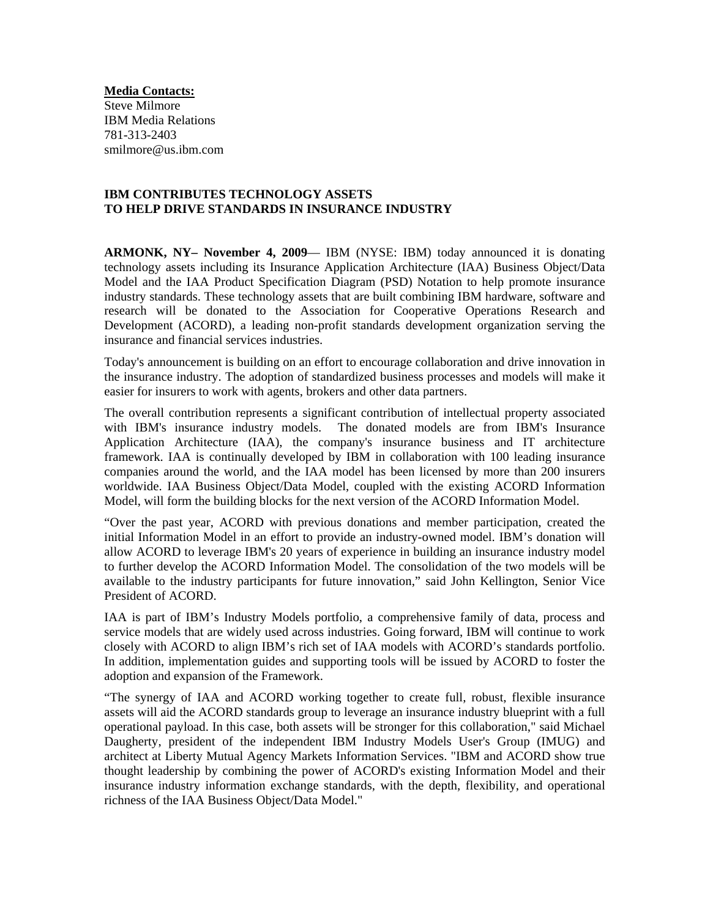**Media Contacts:**
Steve Milmore
IBM Media Relations
781-313-2403
smilmore@us.ibm.com

**IBM CONTRIBUTES TECHNOLOGY ASSETS TO HELP DRIVE STANDARDS IN INSURANCE INDUSTRY**

**ARMONK, NY– November 4, 2009**— IBM (NYSE: IBM) today announced it is donating technology assets including its Insurance Application Architecture (IAA) Business Object/Data Model and the IAA Product Specification Diagram (PSD) Notation to help promote insurance industry standards. These technology assets that are built combining IBM hardware, software and research will be donated to the Association for Cooperative Operations Research and Development (ACORD), a leading non-profit standards development organization serving the insurance and financial services industries.

Today's announcement is building on an effort to encourage collaboration and drive innovation in the insurance industry. The adoption of standardized business processes and models will make it easier for insurers to work with agents, brokers and other data partners.

The overall contribution represents a significant contribution of intellectual property associated with IBM's insurance industry models. The donated models are from IBM's Insurance Application Architecture (IAA), the company's insurance business and IT architecture framework. IAA is continually developed by IBM in collaboration with 100 leading insurance companies around the world, and the IAA model has been licensed by more than 200 insurers worldwide. IAA Business Object/Data Model, coupled with the existing ACORD Information Model, will form the building blocks for the next version of the ACORD Information Model.

"Over the past year, ACORD with previous donations and member participation, created the initial Information Model in an effort to provide an industry-owned model. IBM's donation will allow ACORD to leverage IBM's 20 years of experience in building an insurance industry model to further develop the ACORD Information Model. The consolidation of the two models will be available to the industry participants for future innovation," said John Kellington, Senior Vice President of ACORD.

IAA is part of IBM's Industry Models portfolio, a comprehensive family of data, process and service models that are widely used across industries. Going forward, IBM will continue to work closely with ACORD to align IBM's rich set of IAA models with ACORD's standards portfolio. In addition, implementation guides and supporting tools will be issued by ACORD to foster the adoption and expansion of the Framework.

"The synergy of IAA and ACORD working together to create full, robust, flexible insurance assets will aid the ACORD standards group to leverage an insurance industry blueprint with a full operational payload. In this case, both assets will be stronger for this collaboration," said Michael Daugherty, president of the independent IBM Industry Models User's Group (IMUG) and architect at Liberty Mutual Agency Markets Information Services. "IBM and ACORD show true thought leadership by combining the power of ACORD's existing Information Model and their insurance industry information exchange standards, with the depth, flexibility, and operational richness of the IAA Business Object/Data Model."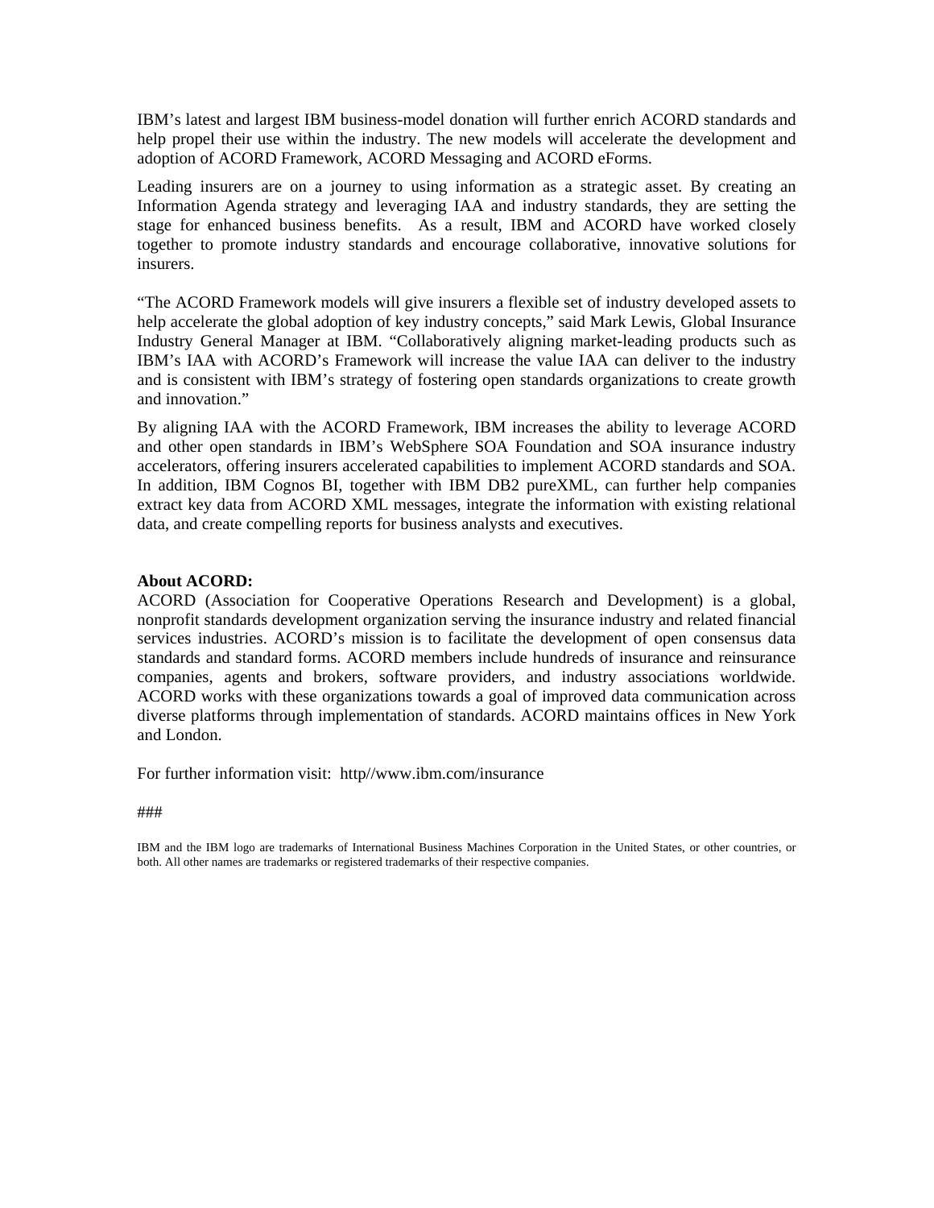IBM's latest and largest IBM business-model donation will further enrich ACORD standards and help propel their use within the industry. The new models will accelerate the development and adoption of ACORD Framework, ACORD Messaging and ACORD eForms.

Leading insurers are on a journey to using information as a strategic asset. By creating an Information Agenda strategy and leveraging IAA and industry standards, they are setting the stage for enhanced business benefits. As a result, IBM and ACORD have worked closely together to promote industry standards and encourage collaborative, innovative solutions for insurers.

"The ACORD Framework models will give insurers a flexible set of industry developed assets to help accelerate the global adoption of key industry concepts," said Mark Lewis, Global Insurance Industry General Manager at IBM. "Collaboratively aligning market-leading products such as IBM's IAA with ACORD's Framework will increase the value IAA can deliver to the industry and is consistent with IBM's strategy of fostering open standards organizations to create growth and innovation."

By aligning IAA with the ACORD Framework, IBM increases the ability to leverage ACORD and other open standards in IBM's WebSphere SOA Foundation and SOA insurance industry accelerators, offering insurers accelerated capabilities to implement ACORD standards and SOA. In addition, IBM Cognos BI, together with IBM DB2 pureXML, can further help companies extract key data from ACORD XML messages, integrate the information with existing relational data, and create compelling reports for business analysts and executives.

**About ACORD:**
ACORD (Association for Cooperative Operations Research and Development) is a global, nonprofit standards development organization serving the insurance industry and related financial services industries. ACORD's mission is to facilitate the development of open consensus data standards and standard forms. ACORD members include hundreds of insurance and reinsurance companies, agents and brokers, software providers, and industry associations worldwide. ACORD works with these organizations towards a goal of improved data communication across diverse platforms through implementation of standards. ACORD maintains offices in New York and London.

For further information visit: http//www.ibm.com/insurance

###

IBM and the IBM logo are trademarks of International Business Machines Corporation in the United States, or other countries, or both. All other names are trademarks or registered trademarks of their respective companies.